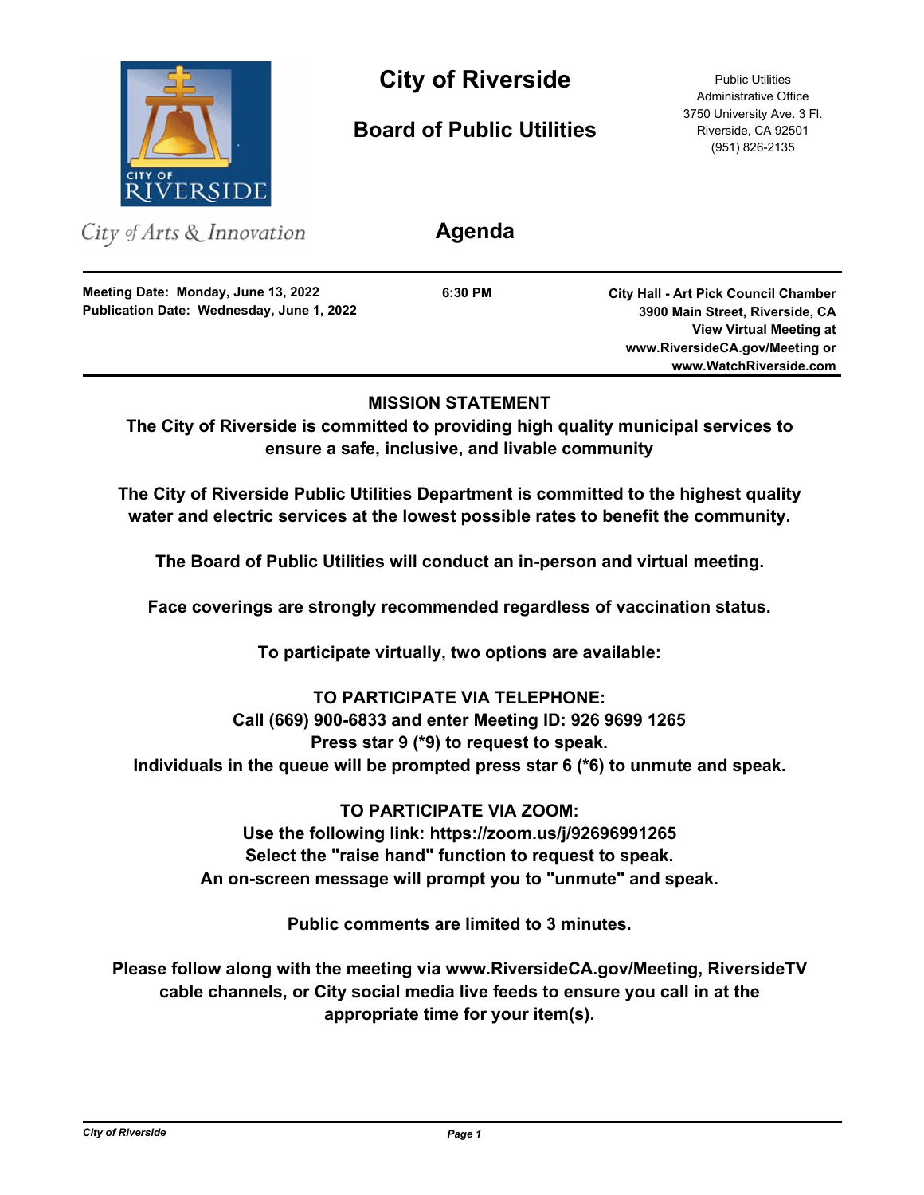# City of Riverside

## Board of Public Utilities

Public Utilities
Administrative Office
3750 University Ave. 3 Fl.
Riverside, CA 92501
(951) 826-2135

*City of Arts & Innovation*

## Agenda

**Meeting Date: Monday, June 13, 2022**
**Publication Date: Wednesday, June 1, 2022**

**6:30 PM**

**City Hall - Art Pick Council Chamber**
**3900 Main Street, Riverside, CA**
**View Virtual Meeting at**
**www.RiversideCA.gov/Meeting or**
**www.WatchRiverside.com**

---

**MISSION STATEMENT**
**The City of Riverside is committed to providing high quality municipal services to ensure a safe, inclusive, and livable community**

**The City of Riverside Public Utilities Department is committed to the highest quality water and electric services at the lowest possible rates to benefit the community.**

**The Board of Public Utilities will conduct an in-person and virtual meeting.**

**Face coverings are strongly recommended regardless of vaccination status.**

**To participate virtually, two options are available:**

**TO PARTICIPATE VIA TELEPHONE:**
**Call (669) 900-6833 and enter Meeting ID: 926 9699 1265**
**Press star 9 (*9) to request to speak.**
**Individuals in the queue will be prompted press star 6 (*6) to unmute and speak.**

**TO PARTICIPATE VIA ZOOM:**
**Use the following link: https://zoom.us/j/92696991265**
**Select the "raise hand" function to request to speak.**
**An on-screen message will prompt you to "unmute" and speak.**

**Public comments are limited to 3 minutes.**

**Please follow along with the meeting via www.RiversideCA.gov/Meeting, RiversideTV cable channels, or City social media live feeds to ensure you call in at the appropriate time for your item(s).**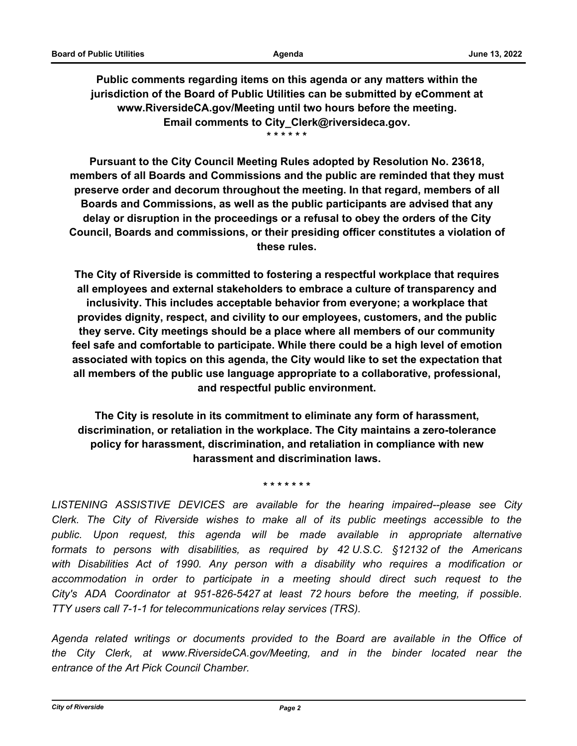**Public comments regarding items on this agenda or any matters within the jurisdiction of the Board of Public Utilities can be submitted by eComment at www.RiversideCA.gov/Meeting until two hours before the meeting. Email comments to City_Clerk@riversideca.gov.**

**\* \* \* \* \* \***

**Pursuant to the City Council Meeting Rules adopted by Resolution No. 23618, members of all Boards and Commissions and the public are reminded that they must preserve order and decorum throughout the meeting. In that regard, members of all Boards and Commissions, as well as the public participants are advised that any delay or disruption in the proceedings or a refusal to obey the orders of the City Council, Boards and commissions, or their presiding officer constitutes a violation of these rules.**

**The City of Riverside is committed to fostering a respectful workplace that requires all employees and external stakeholders to embrace a culture of transparency and inclusivity. This includes acceptable behavior from everyone; a workplace that provides dignity, respect, and civility to our employees, customers, and the public they serve. City meetings should be a place where all members of our community feel safe and comfortable to participate. While there could be a high level of emotion associated with topics on this agenda, the City would like to set the expectation that all members of the public use language appropriate to a collaborative, professional, and respectful public environment.**

**The City is resolute in its commitment to eliminate any form of harassment, discrimination, or retaliation in the workplace. The City maintains a zero-tolerance policy for harassment, discrimination, and retaliation in compliance with new harassment and discrimination laws.**

**\* \* \* \* \* \* \***

*LISTENING ASSISTIVE DEVICES are available for the hearing impaired--please see City Clerk. The City of Riverside wishes to make all of its public meetings accessible to the public. Upon request, this agenda will be made available in appropriate alternative formats to persons with disabilities, as required by 42 U.S.C. §12132 of the Americans with Disabilities Act of 1990. Any person with a disability who requires a modification or accommodation in order to participate in a meeting should direct such request to the City's ADA Coordinator at 951-826-5427 at least 72 hours before the meeting, if possible. TTY users call 7-1-1 for telecommunications relay services (TRS).*

*Agenda related writings or documents provided to the Board are available in the Office of the City Clerk, at www.RiversideCA.gov/Meeting, and in the binder located near the entrance of the Art Pick Council Chamber.*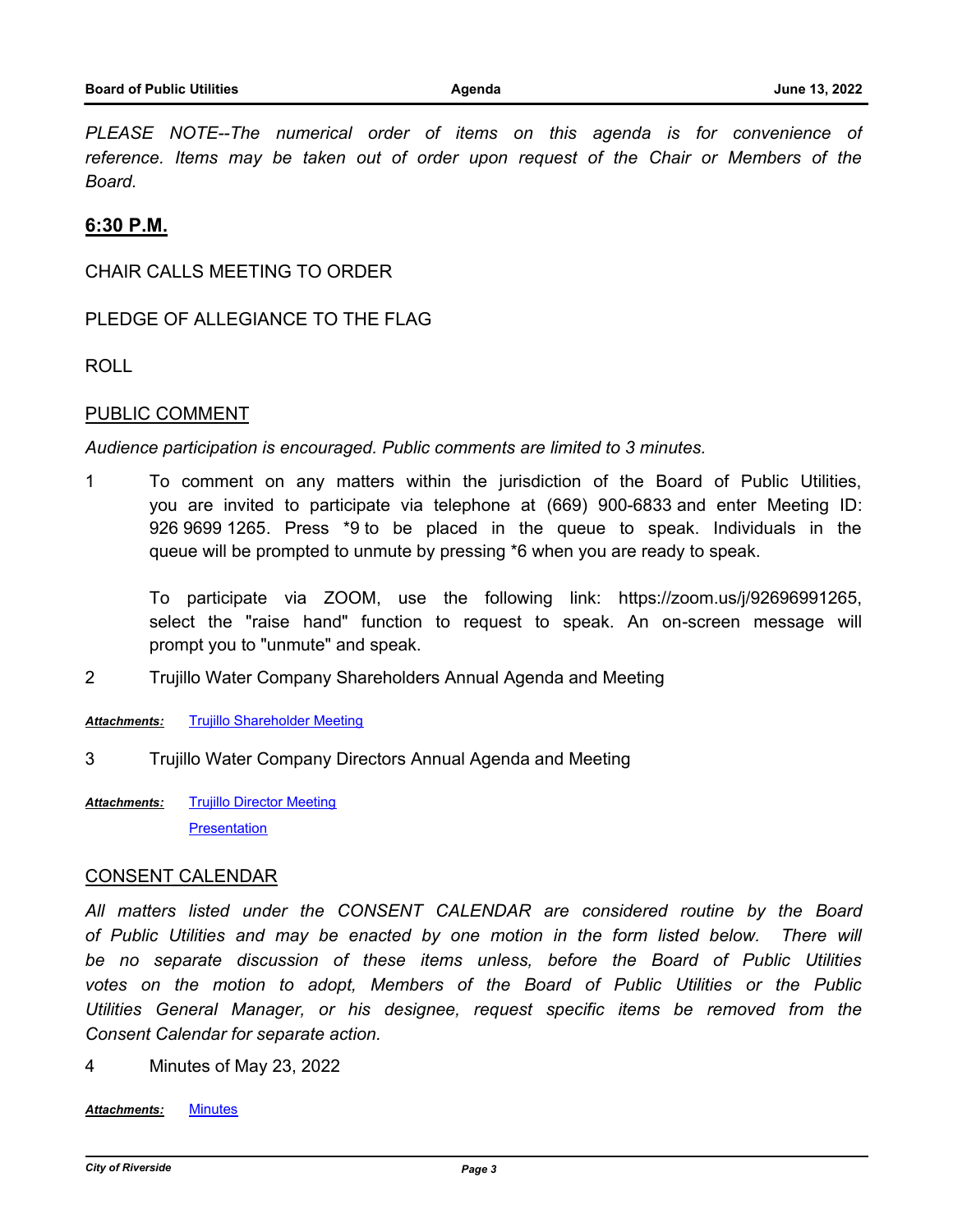*PLEASE NOTE--The numerical order of items on this agenda is for convenience of reference. Items may be taken out of order upon request of the Chair or Members of the Board.*

## 6:30 P.M.

CHAIR CALLS MEETING TO ORDER

PLEDGE OF ALLEGIANCE TO THE FLAG

ROLL

### PUBLIC COMMENT

*Audience participation is encouraged. Public comments are limited to 3 minutes.*

1 To comment on any matters within the jurisdiction of the Board of Public Utilities, you are invited to participate via telephone at (669) 900-6833 and enter Meeting ID: 926 9699 1265. Press *9 to be placed in the queue to speak. Individuals in the queue will be prompted to unmute by pressing *6 when you are ready to speak.

To participate via ZOOM, use the following link: https://zoom.us/j/92696991265, select the "raise hand" function to request to speak. An on-screen message will prompt you to "unmute" and speak.

2 Trujillo Water Company Shareholders Annual Agenda and Meeting

***Attachments:*** Trujillo Shareholder Meeting

3 Trujillo Water Company Directors Annual Agenda and Meeting

***Attachments:*** Trujillo Director Meeting
Presentation

### CONSENT CALENDAR

*All matters listed under the CONSENT CALENDAR are considered routine by the Board of Public Utilities and may be enacted by one motion in the form listed below. There will be no separate discussion of these items unless, before the Board of Public Utilities votes on the motion to adopt, Members of the Board of Public Utilities or the Public Utilities General Manager, or his designee, request specific items be removed from the Consent Calendar for separate action.*

4 Minutes of May 23, 2022

***Attachments:*** Minutes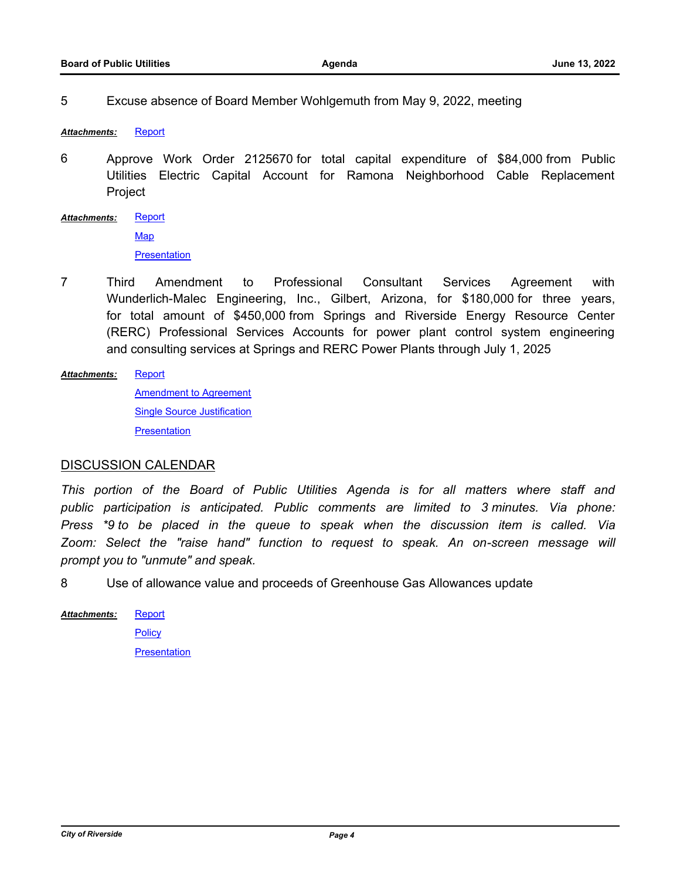5 Excuse absence of Board Member Wohlgemuth from May 9, 2022, meeting

***Attachments:*** Report

6 Approve Work Order 2125670 for total capital expenditure of $84,000 from Public Utilities Electric Capital Account for Ramona Neighborhood Cable Replacement Project

***Attachments:*** Report

Map

Presentation

7 Third Amendment to Professional Consultant Services Agreement with Wunderlich-Malec Engineering, Inc., Gilbert, Arizona, for $180,000 for three years, for total amount of $450,000 from Springs and Riverside Energy Resource Center (RERC) Professional Services Accounts for power plant control system engineering and consulting services at Springs and RERC Power Plants through July 1, 2025

***Attachments:*** Report

Amendment to Agreement

Single Source Justification

Presentation

## DISCUSSION CALENDAR

*This portion of the Board of Public Utilities Agenda is for all matters where staff and public participation is anticipated. Public comments are limited to 3 minutes. Via phone: Press *9 to be placed in the queue to speak when the discussion item is called. Via Zoom: Select the "raise hand" function to request to speak. An on-screen message will prompt you to "unmute" and speak.*

8 Use of allowance value and proceeds of Greenhouse Gas Allowances update

***Attachments:*** Report

Policy

Presentation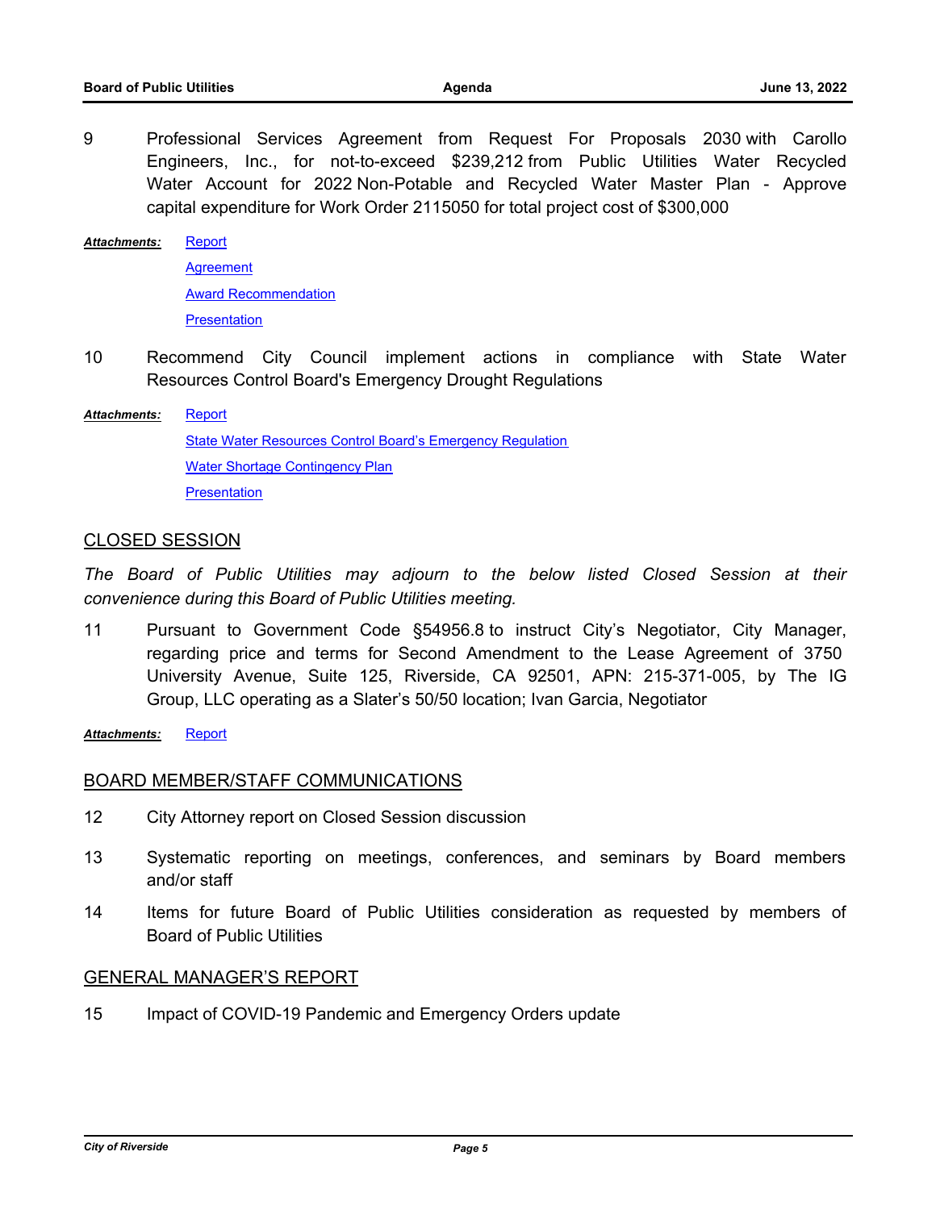9 Professional Services Agreement from Request For Proposals 2030 with Carollo Engineers, Inc., for not-to-exceed $239,212 from Public Utilities Water Recycled Water Account for 2022 Non-Potable and Recycled Water Master Plan - Approve capital expenditure for Work Order 2115050 for total project cost of $300,000

***Attachments:*** Report
Agreement
Award Recommendation
Presentation

10 Recommend City Council implement actions in compliance with State Water Resources Control Board's Emergency Drought Regulations

***Attachments:*** Report
State Water Resources Control Board's Emergency Regulation
Water Shortage Contingency Plan
Presentation

## CLOSED SESSION

*The Board of Public Utilities may adjourn to the below listed Closed Session at their convenience during this Board of Public Utilities meeting.*

11 Pursuant to Government Code §54956.8 to instruct City's Negotiator, City Manager, regarding price and terms for Second Amendment to the Lease Agreement of 3750 University Avenue, Suite 125, Riverside, CA 92501, APN: 215-371-005, by The IG Group, LLC operating as a Slater's 50/50 location; Ivan Garcia, Negotiator

***Attachments:*** Report

## BOARD MEMBER/STAFF COMMUNICATIONS

12 City Attorney report on Closed Session discussion

13 Systematic reporting on meetings, conferences, and seminars by Board members and/or staff

14 Items for future Board of Public Utilities consideration as requested by members of Board of Public Utilities

## GENERAL MANAGER'S REPORT

15 Impact of COVID-19 Pandemic and Emergency Orders update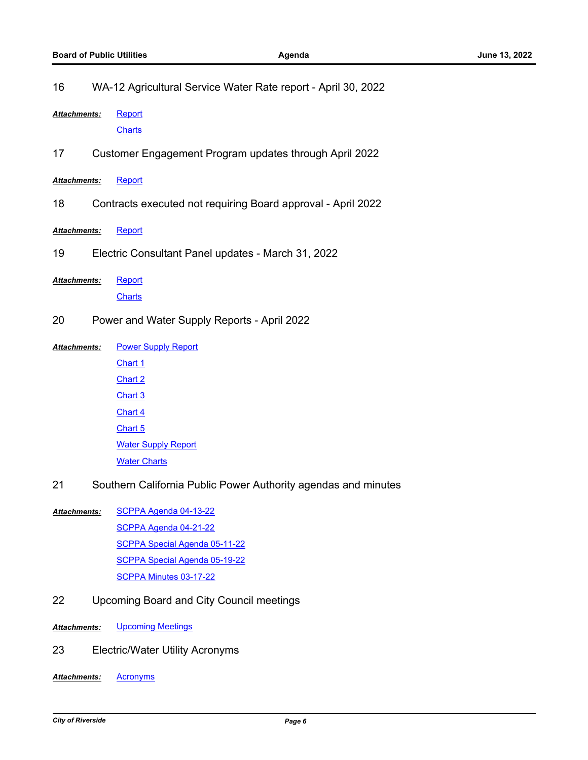16 WA-12 Agricultural Service Water Rate report - April 30, 2022

***Attachments:*** Report
Charts

17 Customer Engagement Program updates through April 2022

***Attachments:*** Report

18 Contracts executed not requiring Board approval - April 2022

***Attachments:*** Report

19 Electric Consultant Panel updates - March 31, 2022

***Attachments:*** Report
Charts

20 Power and Water Supply Reports - April 2022

***Attachments:*** Power Supply Report
Chart 1
Chart 2
Chart 3
Chart 4
Chart 5
Water Supply Report
Water Charts

21 Southern California Public Power Authority agendas and minutes

***Attachments:*** SCPPA Agenda 04-13-22
SCPPA Agenda 04-21-22
SCPPA Special Agenda 05-11-22
SCPPA Special Agenda 05-19-22
SCPPA Minutes 03-17-22

22 Upcoming Board and City Council meetings

***Attachments:*** Upcoming Meetings

23 Electric/Water Utility Acronyms

***Attachments:*** Acronyms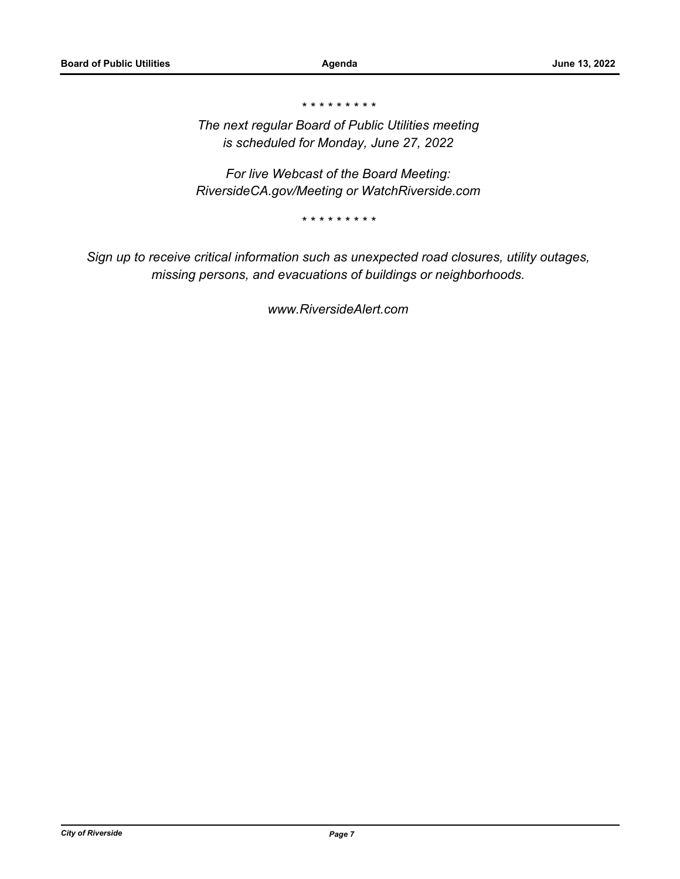\* \* \* \* \* \* \* \* \*

*The next regular Board of Public Utilities meeting*
*is scheduled for Monday, June 27, 2022*

*For live Webcast of the Board Meeting:*
*RiversideCA.gov/Meeting or WatchRiverside.com*

\* \* \* \* \* \* \* \* \*

*Sign up to receive critical information such as unexpected road closures, utility outages, missing persons, and evacuations of buildings or neighborhoods.*

*www.RiversideAlert.com*